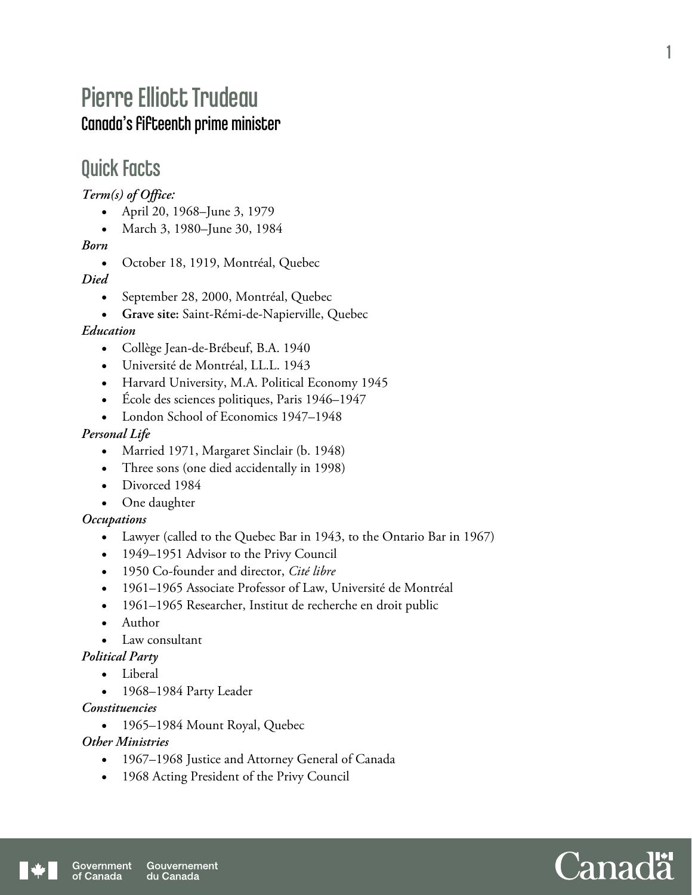# Pierre Elliott Trudeau

## Canada's fifteenth prime minister

## Quick Facts

***Term(s) of Office:***

- April 20, 1968–June 3, 1979
- March 3, 1980–June 30, 1984

***Born***

- October 18, 1919, Montréal, Quebec

***Died***

- September 28, 2000, Montréal, Quebec
- **Grave site:** Saint-Rémi-de-Napierville, Quebec

***Education***

- Collège Jean-de-Brébeuf, B.A. 1940
- Université de Montréal, LL.L. 1943
- Harvard University, M.A. Political Economy 1945
- École des sciences politiques, Paris 1946–1947
- London School of Economics 1947–1948

***Personal Life***

- Married 1971, Margaret Sinclair (b. 1948)
- Three sons (one died accidentally in 1998)
- Divorced 1984
- One daughter

***Occupations***

- Lawyer (called to the Quebec Bar in 1943, to the Ontario Bar in 1967)
- 1949–1951 Advisor to the Privy Council
- 1950 Co-founder and director, *Cité libre*
- 1961–1965 Associate Professor of Law, Université de Montréal
- 1961–1965 Researcher, Institut de recherche en droit public
- Author
- Law consultant

***Political Party***

- Liberal
- 1968–1984 Party Leader

***Constituencies***

- 1965–1984 Mount Royal, Quebec

***Other Ministries***

- 1967–1968 Justice and Attorney General of Canada
- 1968 Acting President of the Privy Council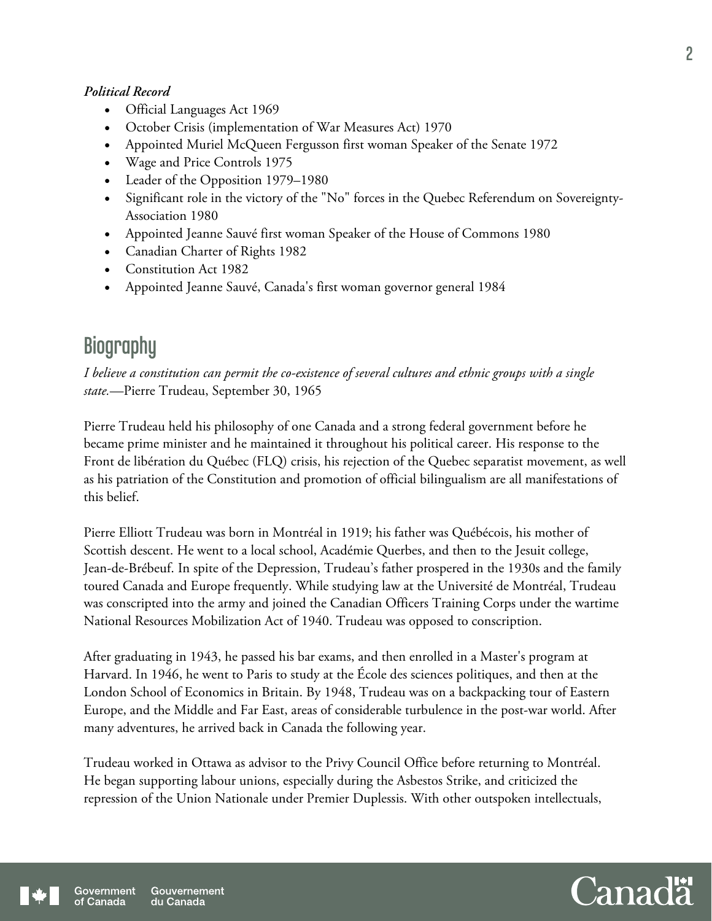***Political Record***

- Official Languages Act 1969
- October Crisis (implementation of War Measures Act) 1970
- Appointed Muriel McQueen Fergusson first woman Speaker of the Senate 1972
- Wage and Price Controls 1975
- Leader of the Opposition 1979–1980
- Significant role in the victory of the "No" forces in the Quebec Referendum on Sovereignty-Association 1980
- Appointed Jeanne Sauvé first woman Speaker of the House of Commons 1980
- Canadian Charter of Rights 1982
- Constitution Act 1982
- Appointed Jeanne Sauvé, Canada's first woman governor general 1984

## Biography

*I believe a constitution can permit the co-existence of several cultures and ethnic groups with a single state.*—Pierre Trudeau, September 30, 1965

Pierre Trudeau held his philosophy of one Canada and a strong federal government before he became prime minister and he maintained it throughout his political career. His response to the Front de libération du Québec (FLQ) crisis, his rejection of the Quebec separatist movement, as well as his patriation of the Constitution and promotion of official bilingualism are all manifestations of this belief.

Pierre Elliott Trudeau was born in Montréal in 1919; his father was Québécois, his mother of Scottish descent. He went to a local school, Académie Querbes, and then to the Jesuit college, Jean-de-Brébeuf. In spite of the Depression, Trudeau's father prospered in the 1930s and the family toured Canada and Europe frequently. While studying law at the Université de Montréal, Trudeau was conscripted into the army and joined the Canadian Officers Training Corps under the wartime National Resources Mobilization Act of 1940. Trudeau was opposed to conscription.

After graduating in 1943, he passed his bar exams, and then enrolled in a Master's program at Harvard. In 1946, he went to Paris to study at the École des sciences politiques, and then at the London School of Economics in Britain. By 1948, Trudeau was on a backpacking tour of Eastern Europe, and the Middle and Far East, areas of considerable turbulence in the post-war world. After many adventures, he arrived back in Canada the following year.

Trudeau worked in Ottawa as advisor to the Privy Council Office before returning to Montréal. He began supporting labour unions, especially during the Asbestos Strike, and criticized the repression of the Union Nationale under Premier Duplessis. With other outspoken intellectuals,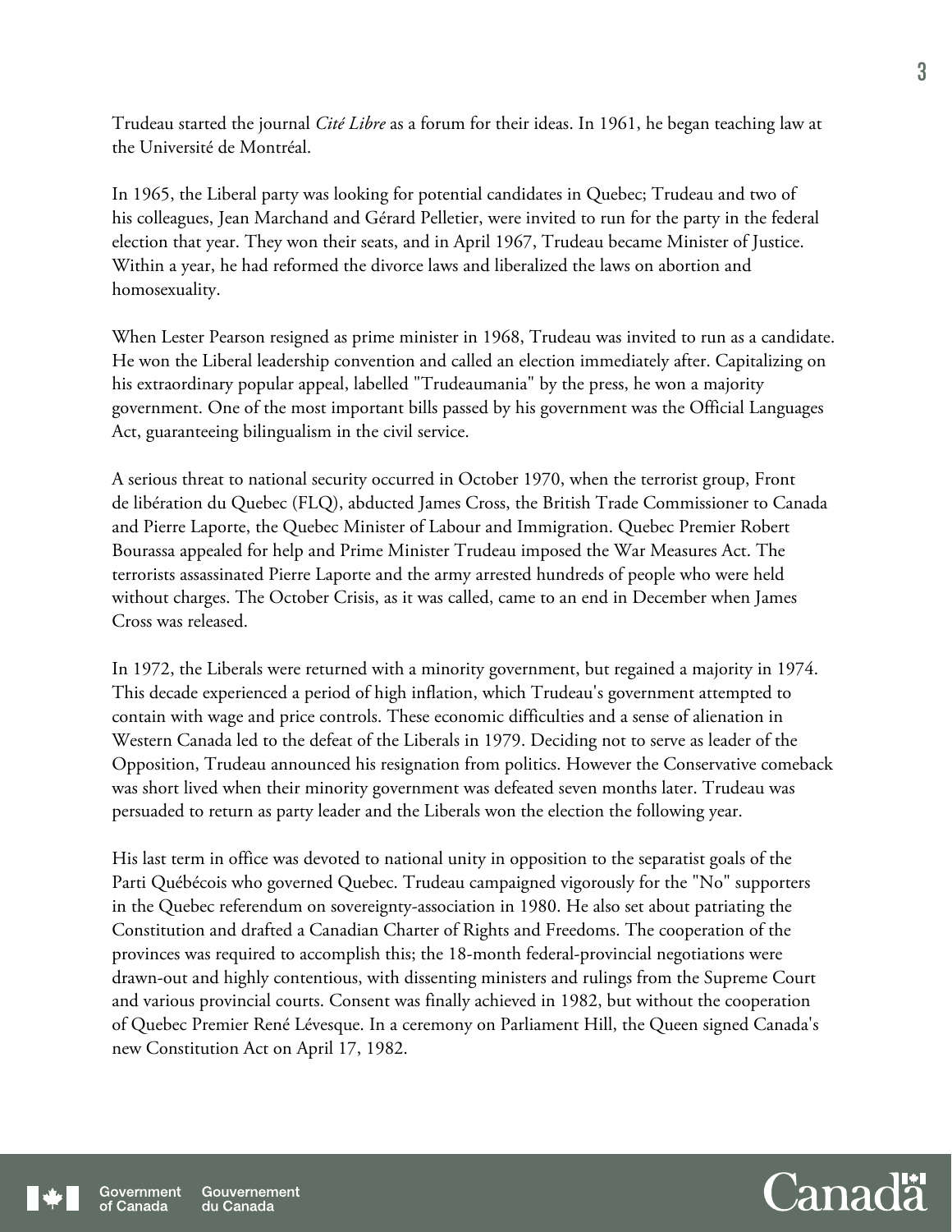Trudeau started the journal *Cité Libre* as a forum for their ideas. In 1961, he began teaching law at the Université de Montréal.

In 1965, the Liberal party was looking for potential candidates in Quebec; Trudeau and two of his colleagues, Jean Marchand and Gérard Pelletier, were invited to run for the party in the federal election that year. They won their seats, and in April 1967, Trudeau became Minister of Justice. Within a year, he had reformed the divorce laws and liberalized the laws on abortion and homosexuality.

When Lester Pearson resigned as prime minister in 1968, Trudeau was invited to run as a candidate. He won the Liberal leadership convention and called an election immediately after. Capitalizing on his extraordinary popular appeal, labelled "Trudeaumania" by the press, he won a majority government. One of the most important bills passed by his government was the Official Languages Act, guaranteeing bilingualism in the civil service.

A serious threat to national security occurred in October 1970, when the terrorist group, Front de libération du Quebec (FLQ), abducted James Cross, the British Trade Commissioner to Canada and Pierre Laporte, the Quebec Minister of Labour and Immigration. Quebec Premier Robert Bourassa appealed for help and Prime Minister Trudeau imposed the War Measures Act. The terrorists assassinated Pierre Laporte and the army arrested hundreds of people who were held without charges. The October Crisis, as it was called, came to an end in December when James Cross was released.

In 1972, the Liberals were returned with a minority government, but regained a majority in 1974. This decade experienced a period of high inflation, which Trudeau's government attempted to contain with wage and price controls. These economic difficulties and a sense of alienation in Western Canada led to the defeat of the Liberals in 1979. Deciding not to serve as leader of the Opposition, Trudeau announced his resignation from politics. However the Conservative comeback was short lived when their minority government was defeated seven months later. Trudeau was persuaded to return as party leader and the Liberals won the election the following year.

His last term in office was devoted to national unity in opposition to the separatist goals of the Parti Québécois who governed Quebec. Trudeau campaigned vigorously for the "No" supporters in the Quebec referendum on sovereignty-association in 1980. He also set about patriating the Constitution and drafted a Canadian Charter of Rights and Freedoms. The cooperation of the provinces was required to accomplish this; the 18-month federal-provincial negotiations were drawn-out and highly contentious, with dissenting ministers and rulings from the Supreme Court and various provincial courts. Consent was finally achieved in 1982, but without the cooperation of Quebec Premier René Lévesque. In a ceremony on Parliament Hill, the Queen signed Canada's new Constitution Act on April 17, 1982.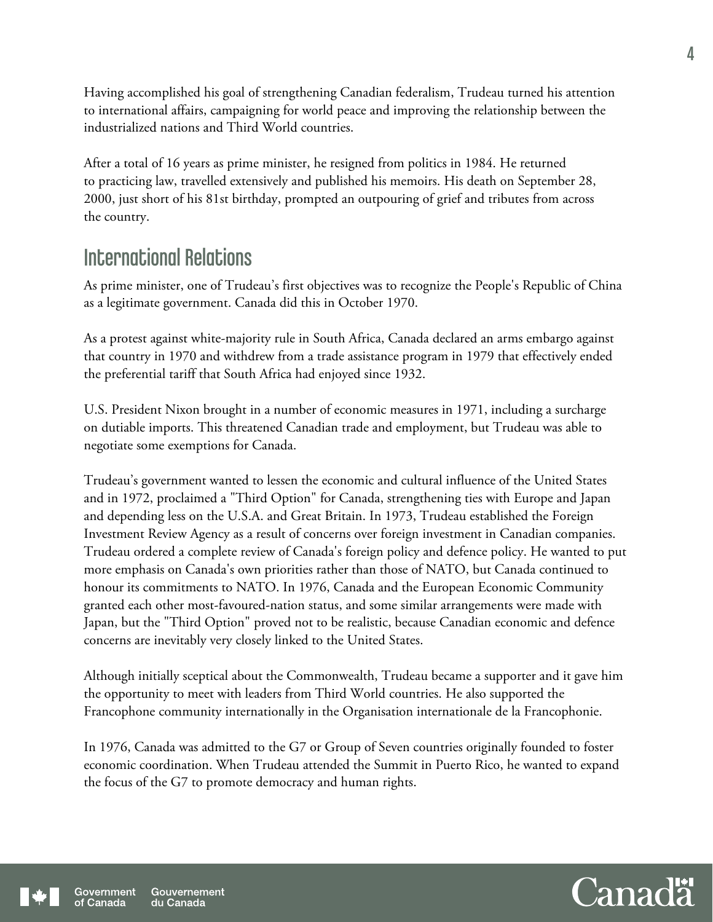Having accomplished his goal of strengthening Canadian federalism, Trudeau turned his attention to international affairs, campaigning for world peace and improving the relationship between the industrialized nations and Third World countries.

After a total of 16 years as prime minister, he resigned from politics in 1984. He returned to practicing law, travelled extensively and published his memoirs. His death on September 28, 2000, just short of his 81st birthday, prompted an outpouring of grief and tributes from across the country.

## International Relations

As prime minister, one of Trudeau's first objectives was to recognize the People's Republic of China as a legitimate government. Canada did this in October 1970.

As a protest against white-majority rule in South Africa, Canada declared an arms embargo against that country in 1970 and withdrew from a trade assistance program in 1979 that effectively ended the preferential tariff that South Africa had enjoyed since 1932.

U.S. President Nixon brought in a number of economic measures in 1971, including a surcharge on dutiable imports. This threatened Canadian trade and employment, but Trudeau was able to negotiate some exemptions for Canada.

Trudeau's government wanted to lessen the economic and cultural influence of the United States and in 1972, proclaimed a "Third Option" for Canada, strengthening ties with Europe and Japan and depending less on the U.S.A. and Great Britain. In 1973, Trudeau established the Foreign Investment Review Agency as a result of concerns over foreign investment in Canadian companies. Trudeau ordered a complete review of Canada's foreign policy and defence policy. He wanted to put more emphasis on Canada's own priorities rather than those of NATO, but Canada continued to honour its commitments to NATO. In 1976, Canada and the European Economic Community granted each other most-favoured-nation status, and some similar arrangements were made with Japan, but the "Third Option" proved not to be realistic, because Canadian economic and defence concerns are inevitably very closely linked to the United States.

Although initially sceptical about the Commonwealth, Trudeau became a supporter and it gave him the opportunity to meet with leaders from Third World countries. He also supported the Francophone community internationally in the Organisation internationale de la Francophonie.

In 1976, Canada was admitted to the G7 or Group of Seven countries originally founded to foster economic coordination. When Trudeau attended the Summit in Puerto Rico, he wanted to expand the focus of the G7 to promote democracy and human rights.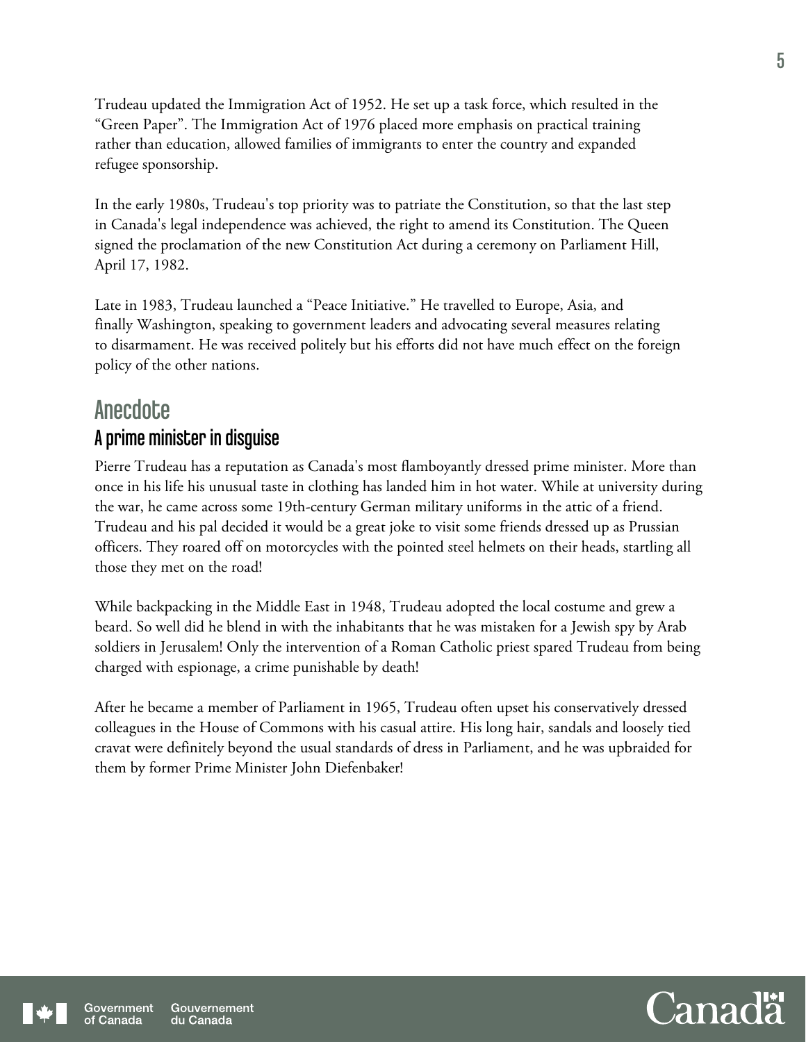Trudeau updated the Immigration Act of 1952. He set up a task force, which resulted in the "Green Paper". The Immigration Act of 1976 placed more emphasis on practical training rather than education, allowed families of immigrants to enter the country and expanded refugee sponsorship.

In the early 1980s, Trudeau's top priority was to patriate the Constitution, so that the last step in Canada's legal independence was achieved, the right to amend its Constitution. The Queen signed the proclamation of the new Constitution Act during a ceremony on Parliament Hill, April 17, 1982.

Late in 1983, Trudeau launched a "Peace Initiative." He travelled to Europe, Asia, and finally Washington, speaking to government leaders and advocating several measures relating to disarmament. He was received politely but his efforts did not have much effect on the foreign policy of the other nations.

## Anecdote

### A prime minister in disguise

Pierre Trudeau has a reputation as Canada's most flamboyantly dressed prime minister. More than once in his life his unusual taste in clothing has landed him in hot water. While at university during the war, he came across some 19th-century German military uniforms in the attic of a friend. Trudeau and his pal decided it would be a great joke to visit some friends dressed up as Prussian officers. They roared off on motorcycles with the pointed steel helmets on their heads, startling all those they met on the road!

While backpacking in the Middle East in 1948, Trudeau adopted the local costume and grew a beard. So well did he blend in with the inhabitants that he was mistaken for a Jewish spy by Arab soldiers in Jerusalem! Only the intervention of a Roman Catholic priest spared Trudeau from being charged with espionage, a crime punishable by death!

After he became a member of Parliament in 1965, Trudeau often upset his conservatively dressed colleagues in the House of Commons with his casual attire. His long hair, sandals and loosely tied cravat were definitely beyond the usual standards of dress in Parliament, and he was upbraided for them by former Prime Minister John Diefenbaker!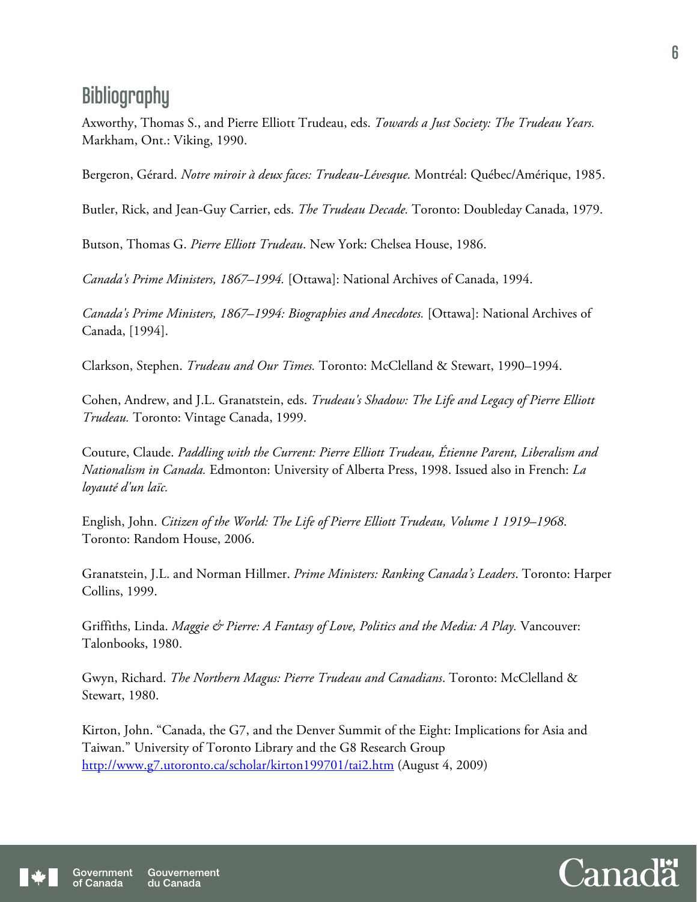## Bibliography

Axworthy, Thomas S., and Pierre Elliott Trudeau, eds. *Towards a Just Society: The Trudeau Years.* Markham, Ont.: Viking, 1990.

Bergeron, Gérard. *Notre miroir à deux faces: Trudeau-Lévesque.* Montréal: Québec/Amérique, 1985.

Butler, Rick, and Jean-Guy Carrier, eds. *The Trudeau Decade.* Toronto: Doubleday Canada, 1979.

Butson, Thomas G. *Pierre Elliott Trudeau*. New York: Chelsea House, 1986.

*Canada's Prime Ministers, 1867–1994.* [Ottawa]: National Archives of Canada, 1994.

*Canada's Prime Ministers, 1867–1994: Biographies and Anecdotes.* [Ottawa]: National Archives of Canada, [1994].

Clarkson, Stephen. *Trudeau and Our Times.* Toronto: McClelland & Stewart, 1990–1994.

Cohen, Andrew, and J.L. Granatstein, eds. *Trudeau's Shadow: The Life and Legacy of Pierre Elliott Trudeau.* Toronto: Vintage Canada, 1999.

Couture, Claude. *Paddling with the Current: Pierre Elliott Trudeau, Étienne Parent, Liberalism and Nationalism in Canada.* Edmonton: University of Alberta Press, 1998. Issued also in French: *La loyauté d'un laïc.*

English, John. *Citizen of the World: The Life of Pierre Elliott Trudeau, Volume 1 1919–1968*. Toronto: Random House, 2006.

Granatstein, J.L. and Norman Hillmer. *Prime Ministers: Ranking Canada's Leaders*. Toronto: Harper Collins, 1999.

Griffiths, Linda. *Maggie & Pierre: A Fantasy of Love, Politics and the Media: A Play.* Vancouver: Talonbooks, 1980.

Gwyn, Richard. *The Northern Magus: Pierre Trudeau and Canadians*. Toronto: McClelland & Stewart, 1980.

Kirton, John. "Canada, the G7, and the Denver Summit of the Eight: Implications for Asia and Taiwan." University of Toronto Library and the G8 Research Group http://www.g7.utoronto.ca/scholar/kirton199701/tai2.htm (August 4, 2009)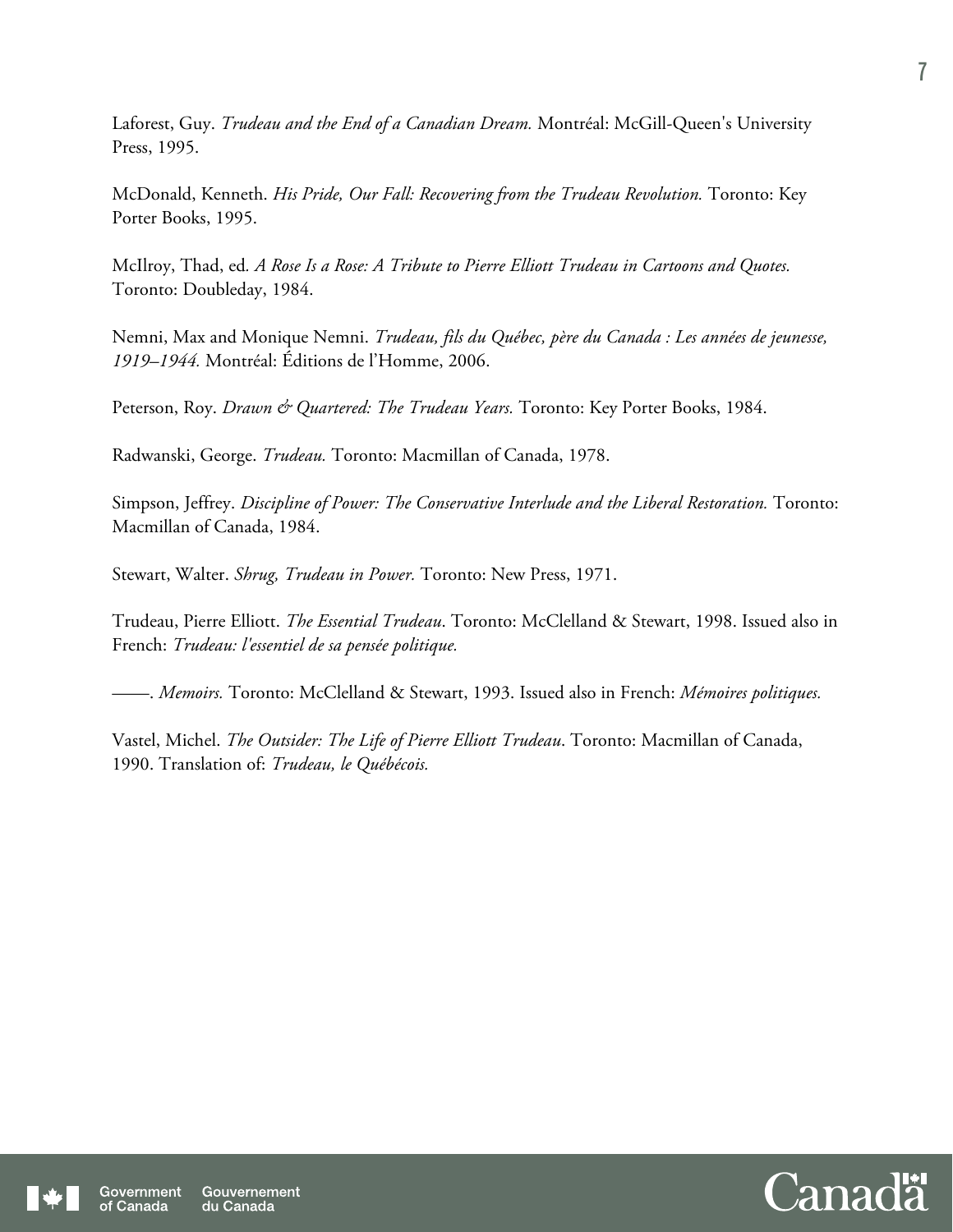Laforest, Guy. *Trudeau and the End of a Canadian Dream.* Montréal: McGill-Queen's University Press, 1995.

McDonald, Kenneth. *His Pride, Our Fall: Recovering from the Trudeau Revolution.* Toronto: Key Porter Books, 1995.

McIlroy, Thad, ed. *A Rose Is a Rose: A Tribute to Pierre Elliott Trudeau in Cartoons and Quotes.* Toronto: Doubleday, 1984.

Nemni, Max and Monique Nemni. *Trudeau, fils du Québec, père du Canada : Les années de jeunesse, 1919–1944.* Montréal: Éditions de l'Homme, 2006.

Peterson, Roy. *Drawn & Quartered: The Trudeau Years.* Toronto: Key Porter Books, 1984.

Radwanski, George. *Trudeau.* Toronto: Macmillan of Canada, 1978.

Simpson, Jeffrey. *Discipline of Power: The Conservative Interlude and the Liberal Restoration.* Toronto: Macmillan of Canada, 1984.

Stewart, Walter. *Shrug, Trudeau in Power.* Toronto: New Press, 1971.

Trudeau, Pierre Elliott. *The Essential Trudeau*. Toronto: McClelland & Stewart, 1998. Issued also in French: *Trudeau: l'essentiel de sa pensée politique.*

——. *Memoirs.* Toronto: McClelland & Stewart, 1993. Issued also in French: *Mémoires politiques.*

Vastel, Michel. *The Outsider: The Life of Pierre Elliott Trudeau*. Toronto: Macmillan of Canada, 1990. Translation of: *Trudeau, le Québécois.*